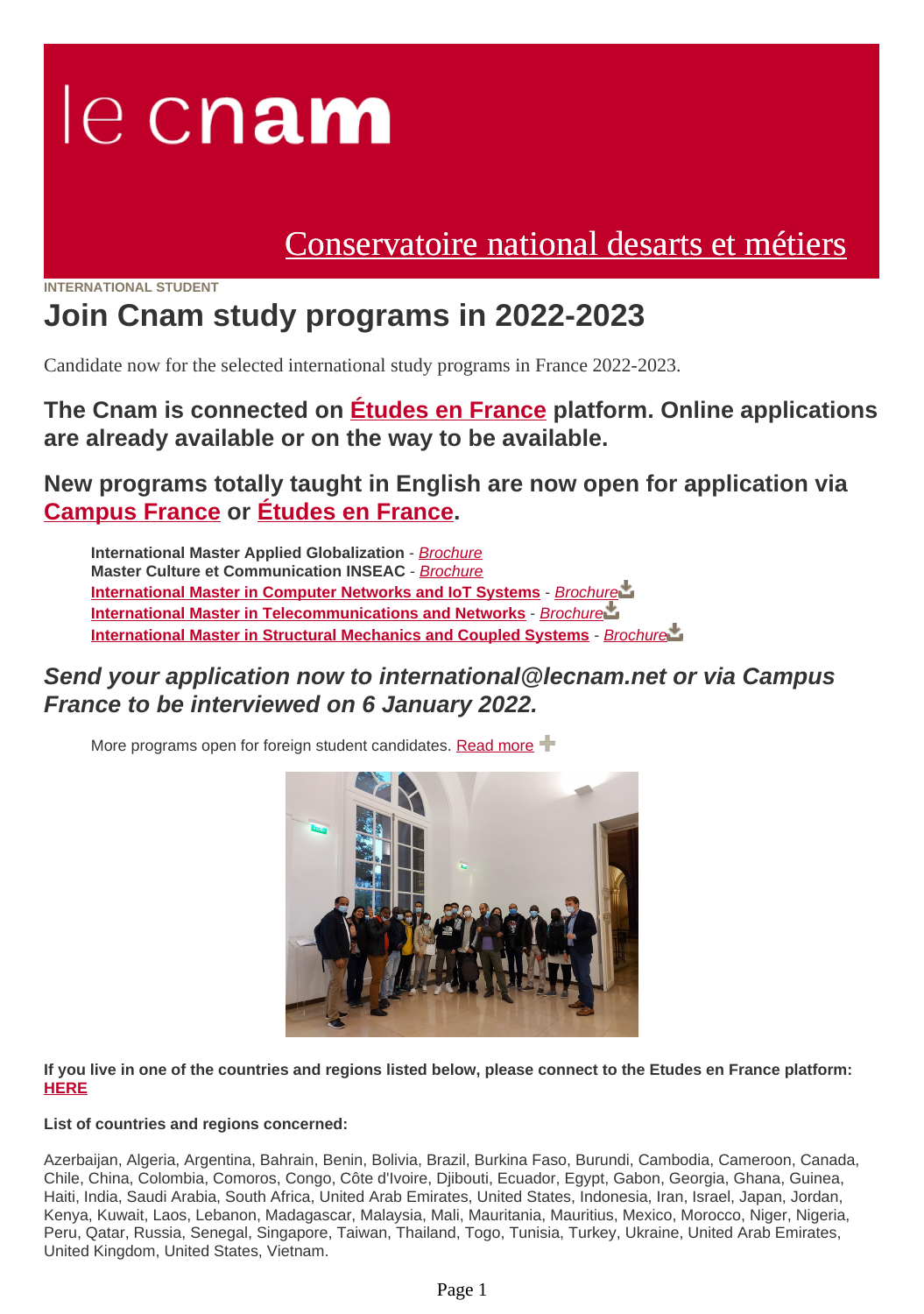le cnam

Conservatoire national desarts et métiers

INTERNATIONAL STUDENT

# Join Cnam study programs in 2022-2023

Candidate now for the selected international study programs in France 2022-2023.

## The Cnam is connected on Études en France platform. Online applications are already available or on the way to be available.

## New programs totally taught in English are now open for application via Campus France or Études en France.

- **International Master Applied Globalization** - *Brochure*
- **Master Culture et Communication INSEAC** - *Brochure*
- **International Master in Computer Networks and IoT Systems** - *Brochure*
- **International Master in Telecommunications and Networks** - *Brochure*
- **International Master in Structural Mechanics and Coupled Systems** - *Brochure*

## *Send your application now to international@lecnam.net or via Campus France to be interviewed on 6 January 2022.*

More programs open for foreign student candidates. Read more

**If you live in one of the countries and regions listed below, please connect to the Etudes en France platform: HERE**

**List of countries and regions concerned:**

Azerbaijan, Algeria, Argentina, Bahrain, Benin, Bolivia, Brazil, Burkina Faso, Burundi, Cambodia, Cameroon, Canada, Chile, China, Colombia, Comoros, Congo, Côte d'Ivoire, Djibouti, Ecuador, Egypt, Gabon, Georgia, Ghana, Guinea, Haiti, India, Saudi Arabia, South Africa, United Arab Emirates, United States, Indonesia, Iran, Israel, Japan, Jordan, Kenya, Kuwait, Laos, Lebanon, Madagascar, Malaysia, Mali, Mauritania, Mauritius, Mexico, Morocco, Niger, Nigeria, Peru, Qatar, Russia, Senegal, Singapore, Taiwan, Thailand, Togo, Tunisia, Turkey, Ukraine, United Arab Emirates, United Kingdom, United States, Vietnam.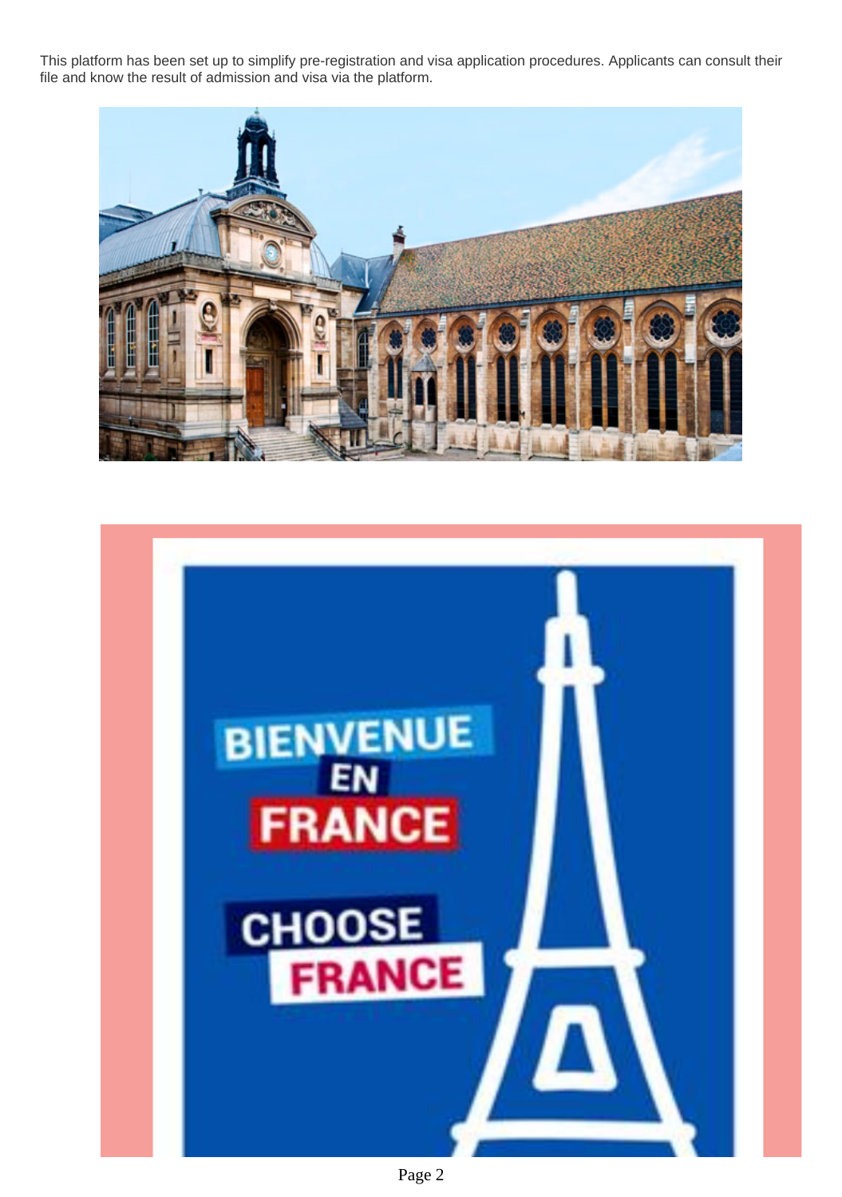This platform has been set up to simplify pre-registration and visa application procedures. Applicants can consult their file and know the result of admission and visa via the platform.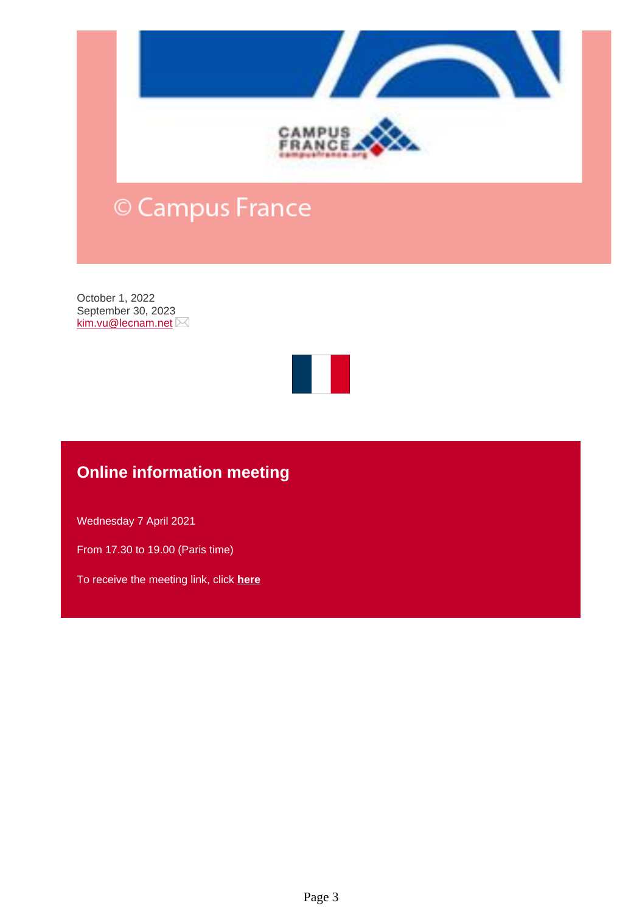© Campus France

October 1, 2022
September 30, 2023
kim.vu@lecnam.net

## Online information meeting

Wednesday 7 April 2021

From 17.30 to 19.00 (Paris time)

To receive the meeting link, click **here**